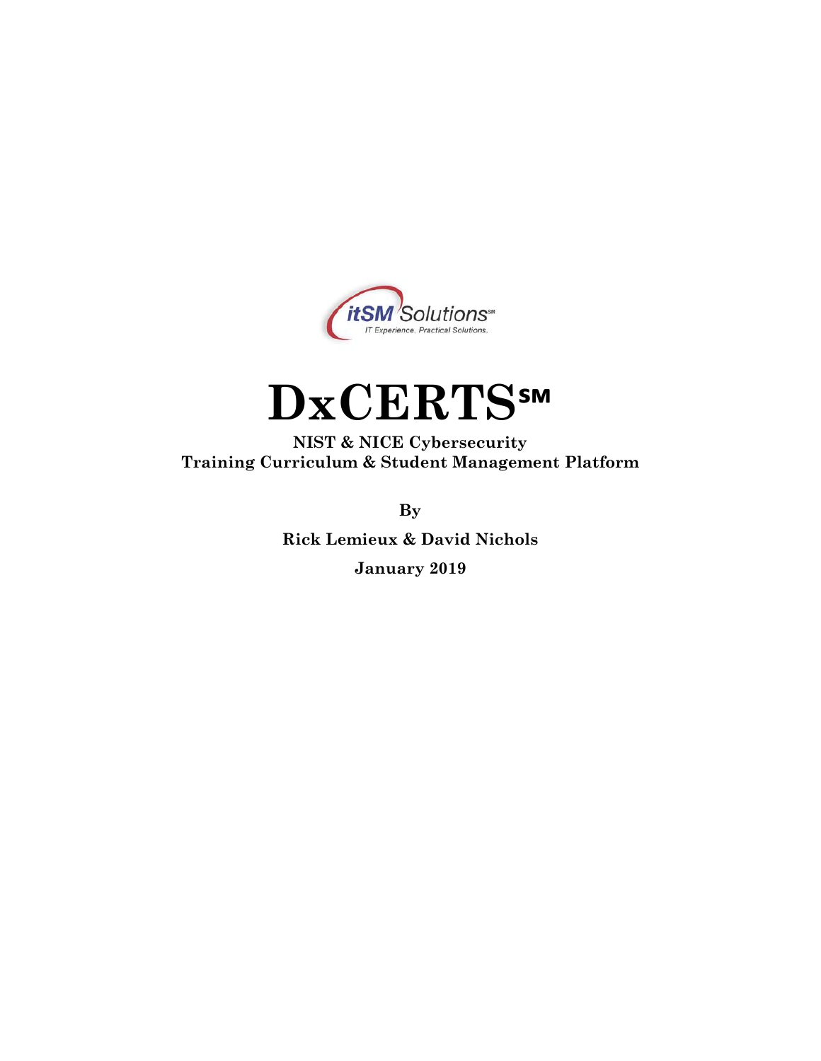itSM Solutions℠
IT Experience. Practical Solutions.

# DxCERTS℠

**NIST & NICE Cybersecurity**
**Training Curriculum & Student Management Platform**

**By**

**Rick Lemieux & David Nichols**

**January 2019**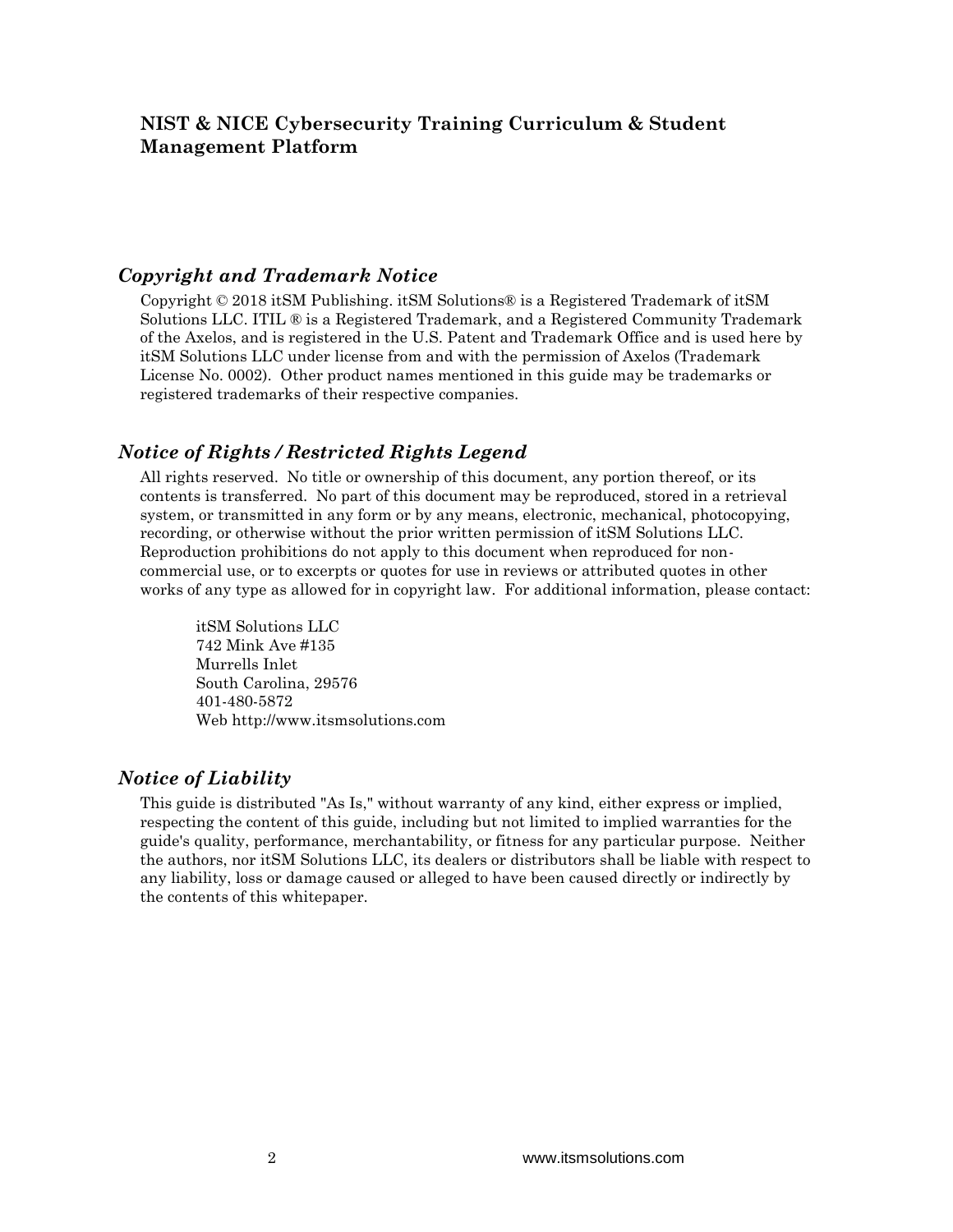**NIST & NICE Cybersecurity Training Curriculum & Student Management Platform**

## *Copyright and Trademark Notice*

Copyright © 2018 itSM Publishing. itSM Solutions® is a Registered Trademark of itSM Solutions LLC. ITIL ® is a Registered Trademark, and a Registered Community Trademark of the Axelos, and is registered in the U.S. Patent and Trademark Office and is used here by itSM Solutions LLC under license from and with the permission of Axelos (Trademark License No. 0002). Other product names mentioned in this guide may be trademarks or registered trademarks of their respective companies.

## *Notice of Rights / Restricted Rights Legend*

All rights reserved. No title or ownership of this document, any portion thereof, or its contents is transferred. No part of this document may be reproduced, stored in a retrieval system, or transmitted in any form or by any means, electronic, mechanical, photocopying, recording, or otherwise without the prior written permission of itSM Solutions LLC. Reproduction prohibitions do not apply to this document when reproduced for non-commercial use, or to excerpts or quotes for use in reviews or attributed quotes in other works of any type as allowed for in copyright law. For additional information, please contact:

itSM Solutions LLC
742 Mink Ave #135
Murrells Inlet
South Carolina, 29576
401-480-5872
Web http://www.itsmsolutions.com

## *Notice of Liability*

This guide is distributed "As Is," without warranty of any kind, either express or implied, respecting the content of this guide, including but not limited to implied warranties for the guide's quality, performance, merchantability, or fitness for any particular purpose. Neither the authors, nor itSM Solutions LLC, its dealers or distributors shall be liable with respect to any liability, loss or damage caused or alleged to have been caused directly or indirectly by the contents of this whitepaper.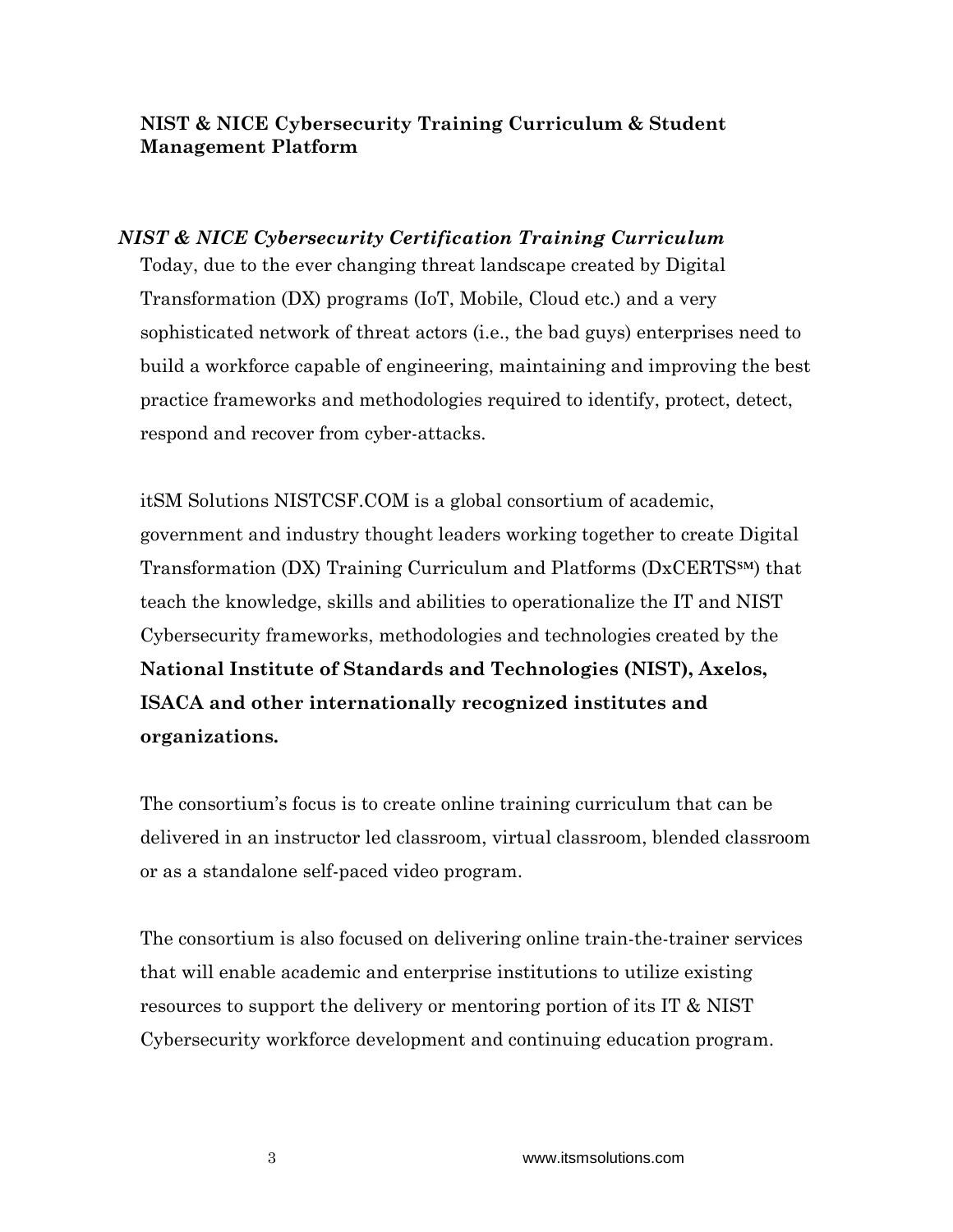**NIST & NICE Cybersecurity Training Curriculum & Student Management Platform**

### *NIST & NICE Cybersecurity Certification Training Curriculum*

Today, due to the ever changing threat landscape created by Digital Transformation (DX) programs (IoT, Mobile, Cloud etc.) and a very sophisticated network of threat actors (i.e., the bad guys) enterprises need to build a workforce capable of engineering, maintaining and improving the best practice frameworks and methodologies required to identify, protect, detect, respond and recover from cyber-attacks.

itSM Solutions NISTCSF.COM is a global consortium of academic, government and industry thought leaders working together to create Digital Transformation (DX) Training Curriculum and Platforms (DxCERTS℠) that teach the knowledge, skills and abilities to operationalize the IT and NIST Cybersecurity frameworks, methodologies and technologies created by the **National Institute of Standards and Technologies (NIST), Axelos, ISACA and other internationally recognized institutes and organizations.**

The consortium's focus is to create online training curriculum that can be delivered in an instructor led classroom, virtual classroom, blended classroom or as a standalone self-paced video program.

The consortium is also focused on delivering online train-the-trainer services that will enable academic and enterprise institutions to utilize existing resources to support the delivery or mentoring portion of its IT & NIST Cybersecurity workforce development and continuing education program.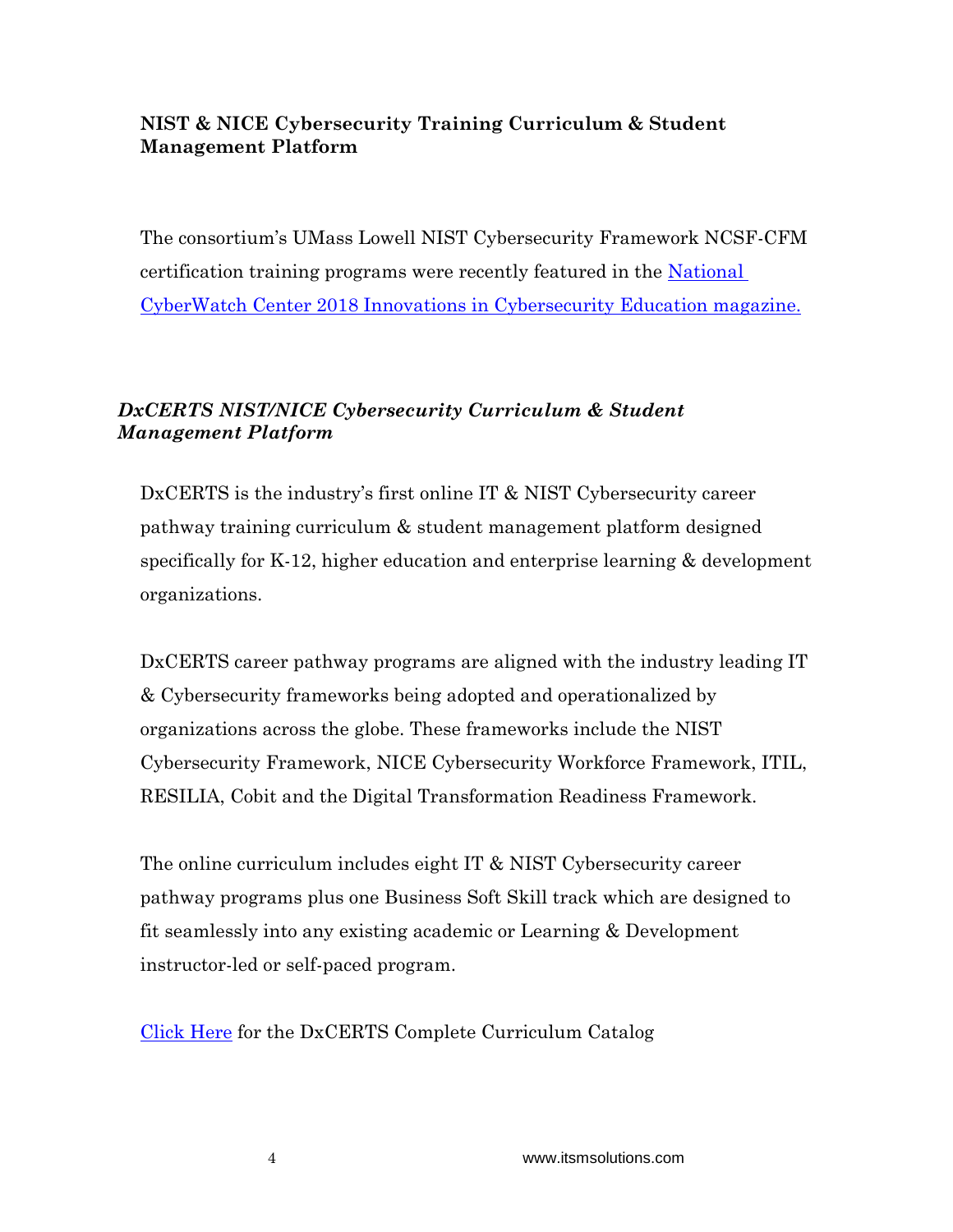**NIST & NICE Cybersecurity Training Curriculum & Student Management Platform**

The consortium's UMass Lowell NIST Cybersecurity Framework NCSF-CFM certification training programs were recently featured in the [National CyberWatch Center 2018 Innovations in Cybersecurity Education magazine.]()

***DxCERTS NIST/NICE Cybersecurity Curriculum & Student Management Platform***

DxCERTS is the industry's first online IT & NIST Cybersecurity career pathway training curriculum & student management platform designed specifically for K-12, higher education and enterprise learning & development organizations.

DxCERTS career pathway programs are aligned with the industry leading IT & Cybersecurity frameworks being adopted and operationalized by organizations across the globe. These frameworks include the NIST Cybersecurity Framework, NICE Cybersecurity Workforce Framework, ITIL, RESILIA, Cobit and the Digital Transformation Readiness Framework.

The online curriculum includes eight IT & NIST Cybersecurity career pathway programs plus one Business Soft Skill track which are designed to fit seamlessly into any existing academic or Learning & Development instructor-led or self-paced program.

[Click Here]() for the DxCERTS Complete Curriculum Catalog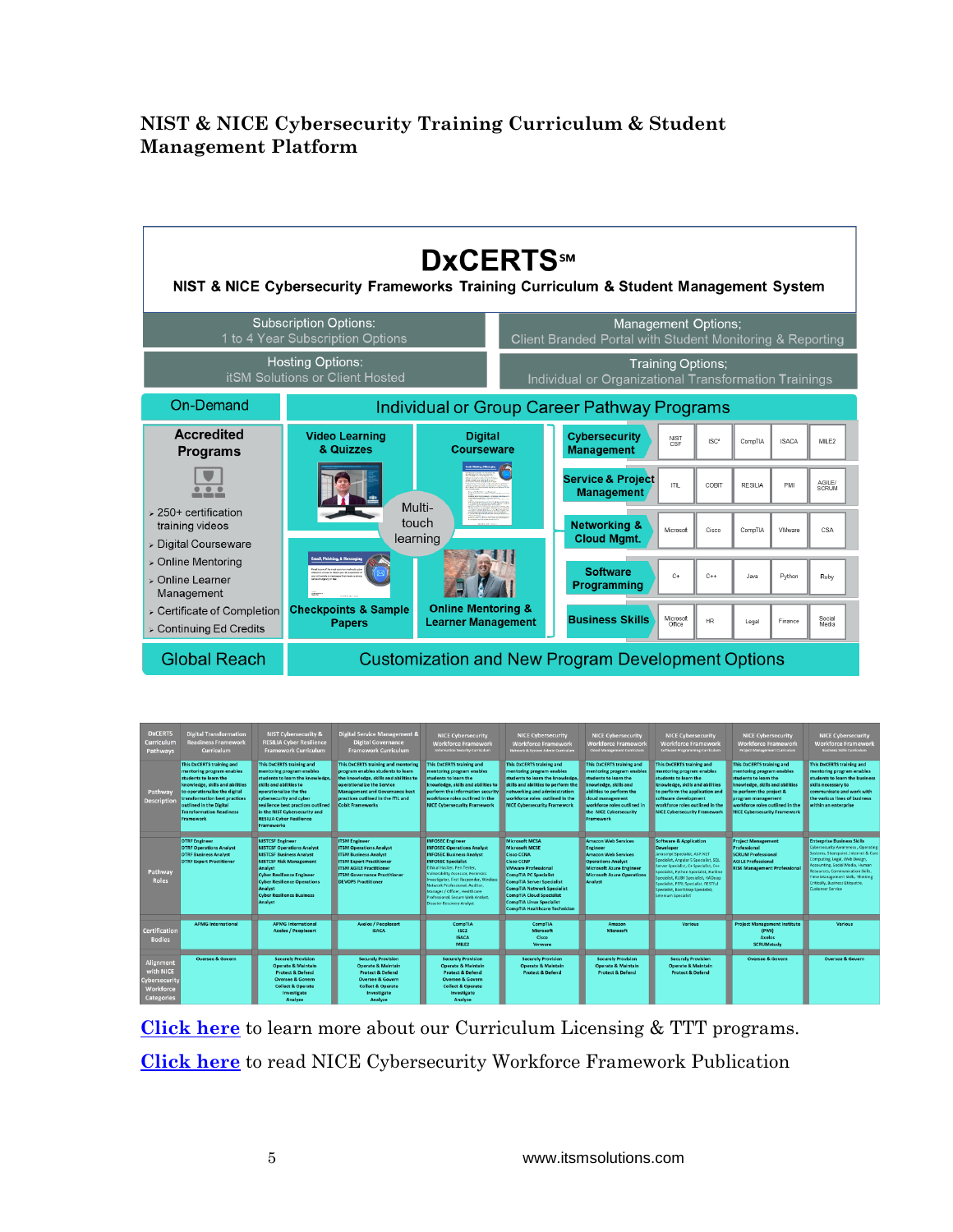## NIST & NICE Cybersecurity Training Curriculum & Student Management Platform

# DxCERTS℠

**NIST & NICE Cybersecurity Frameworks Training Curriculum & Student Management System**

| Subscription Options: 1 to 4 Year Subscription Options | Management Options; Client Branded Portal with Student Monitoring & Reporting |
|---|---|
| **Hosting Options:** itSM Solutions or Client Hosted | **Training Options;** Individual or Organizational Transformation Trainings |

**On-Demand**

**Accredited Programs**

- 250+ certification training videos
- Digital Courseware
- Online Mentoring
- Online Learner Management
- Certificate of Completion
- Continuing Ed Credits

**Individual or Group Career Pathway Programs**

- Video Learning & Quizzes
- Digital Courseware
- Multi-touch learning
- Checkpoints & Sample Papers
- Online Mentoring & Learner Management

| Pathway | | | | | |
|---|---|---|---|---|---|
| Cybersecurity Management | NIST CSF | ISC² | CompTIA | ISACA | MILE2 |
| Service & Project Management | ITIL | COBIT | RESILIA | PMI | AGILE/SCRUM |
| Networking & Cloud Mgmt. | Microsoft | Cisco | CompTIA | VMware | CSA |
| Software Programming | C+ | C++ | Java | Python | Ruby |
| Business Skills | Microsoft Office | HR | Legal | Finance | Social Media |

**Global Reach** — **Customization and New Program Development Options**

| DxCERTS Curriculum Pathways | Digital Transformation Readiness Framework Curriculum | NIST Cybersecurity & RESILIA Cyber Resilience Framework Curriculum | Digital Service Management & Digital Governance Framework Curriculum | NICE Cybersecurity Workforce Framework Information Security Curriculum | NICE Cybersecurity Workforce Framework Network & System Admin Curriculum | NICE Cybersecurity Workforce Framework Cloud Management Curriculum | NICE Cybersecurity Workforce Framework Software Programming Curriculum | NICE Cybersecurity Workforce Framework Project Management Curriculum | NICE Cybersecurity Workforce Framework Business Skills Curriculum |
|---|---|---|---|---|---|---|---|---|---|
| Pathway Description | This DxCERTS training and mentoring program enables students to learn the knowledge, skills and abilities to operationalize the digital transformation best practices outlined in the Digital Transformation Readiness Framework | This DxCERTS training and mentoring program enables students to learn the knowledge, skills and abilities to operationalize the the cybersecurity and cyber resilience best practices outlined in the NIST Cybersecurity and RESILIA Cyber Resilience Frameworks | This DxCERTS training and mentoring program enables students to learn the knowledge, skills and abilities to operationalize the Service Management and Governance best practices outlined in the ITIL and Cobit Frameworks | This DxCERTS training and mentoring program enables students to learn the knowledge, skills and abilities to perform the information security workforce roles outlined in the NICE Cybersecurity Framework | This DxCERTS training and mentoring program enables students to learn the knowledge, skills and abilities to perform the networking and administration workforce roles outlined in the NICE Cybersecurity Framework | This DxCERTS training and mentoring program enables students to learn the knowledge, skills and abilities to perform the cloud management workforce roles outlined in the NICE Cybersecurity Framework | This DxCERTS training and mentoring program enables students to learn the knowledge, skills and abilities to perform the application and software development workforce roles outlined in the NICE Cybersecurity Framework | This DxCERTS training and mentoring program enables students to learn the knowledge, skills and abilities to perform the project & program management workforce roles outlined in the NICE Cybersecurity Framework | This DxCERTS training and mentoring program enables students to learn the business skills necessary to communicate and work with the various lines of business within an enterprise |
| Pathway Roles | DTRF Engineer, DTRF Operations Analyst, DTRF Business Analyst, DTRF Expert Practitioner | NISTCSF Engineer, NISTCSF Operations Analyst, NISTCSF Business Analyst, NISTCSF Risk Management Analyst, Cyber Resilience Engineer, Cyber Resilience Operations Analyst, Cyber Resilience Business Analyst | ITSM Engineer, ITSM Operations Analyst, ITSM Business Analyst, ITSM Expert Practitioner, ITSM AGILE Practitioner, ITSM Governance Practitioner, DEVOPS Practitioner | INFOSEC Engineer, INFOSEC Operations Analyst, INFOSEC Business Analyst, INFOSEC Specialist, Ethical Hacker, Pen Tester, Vulnerability Assessor, Forensics Investigator, First Responder, Wireless Network Professional, Auditor, Manager / Officer, Healthcare Professional, Secure Web Analyst, Disaster Recovery Analyst | Microsoft MCSA, Microsoft MCSE, Cisco CCNA, Cisco CCNP, VMware Professional, CompTIA PC Specialist, CompTIA Server Specialist, CompTIA Network Specialist, CompTIA Cloud Specialist, CompTIA Linux Specialist, CompTIA Healthcare Technician | Amazon Web Services Engineer, Amazon Web Services Operations Analyst, Microsoft Azure Engineer, Microsoft Azure Operations Analyst | Software & Application Developer, Javascript Specialist, ASP.NET Specialist, Angular 5 Specialist, SQL Server Specialist, C+ Specialist, C++ Specialist, Python Specialist, Ruby Specialist, RUBY Specialist, HADoop Specialist, PERL Specialist, RESTful Specialist, Bootstrap Specialist, Selenium Specialist | Project Management Professional, SCRUM Professional, AGILE Professional, RISK Management Professional | Enterprise Business Skills, Cybersecurity Awareness, Operating Systems, Sharepoint, Internet & Core Computing, Legal, Web Design, Accounting, Social Media, Human Resources, Communication Skills, Time Management Skills, Thinking Critically, Business Etiquette, Customer Service |
| Certification Bodies | APMG International | APMG International, Axelos / Peoplecert | Axelos / Peoplecert, ISACA | CompTIA, ISC2, ISACA, MILE2 | CompTIA, Microsoft, Cisco, Vmware | Amazon, Microsoft | Various | Project Management Institute (PMI), Axelos, SCRUMstudy | Various |
| Alignment with NICE Cybersecurity Workforce Categories | Oversee & Govern | Securely Provision, Operate & Maintain, Protect & Defend, Oversee & Govern, Collect & Operate, Investigate, Analyze | Securely Provision, Operate & Maintain, Protect & Defend, Oversee & Govern, Collect & Operate, Investigate, Analyze | Securely Provision, Operate & Maintain, Protect & Defend, Oversee & Govern, Collect & Operate, Investigate, Analyze | Securely Provision, Operate & Maintain, Protect & Defend | Securely Provision, Operate & Maintain, Protect & Defend | Securely Provision, Operate & Maintain, Protect & Defend | Oversee & Govern | Oversee & Govern |

[Click here](#) to learn more about our Curriculum Licensing & TTT programs.

[Click here](#) to read NICE Cybersecurity Workforce Framework Publication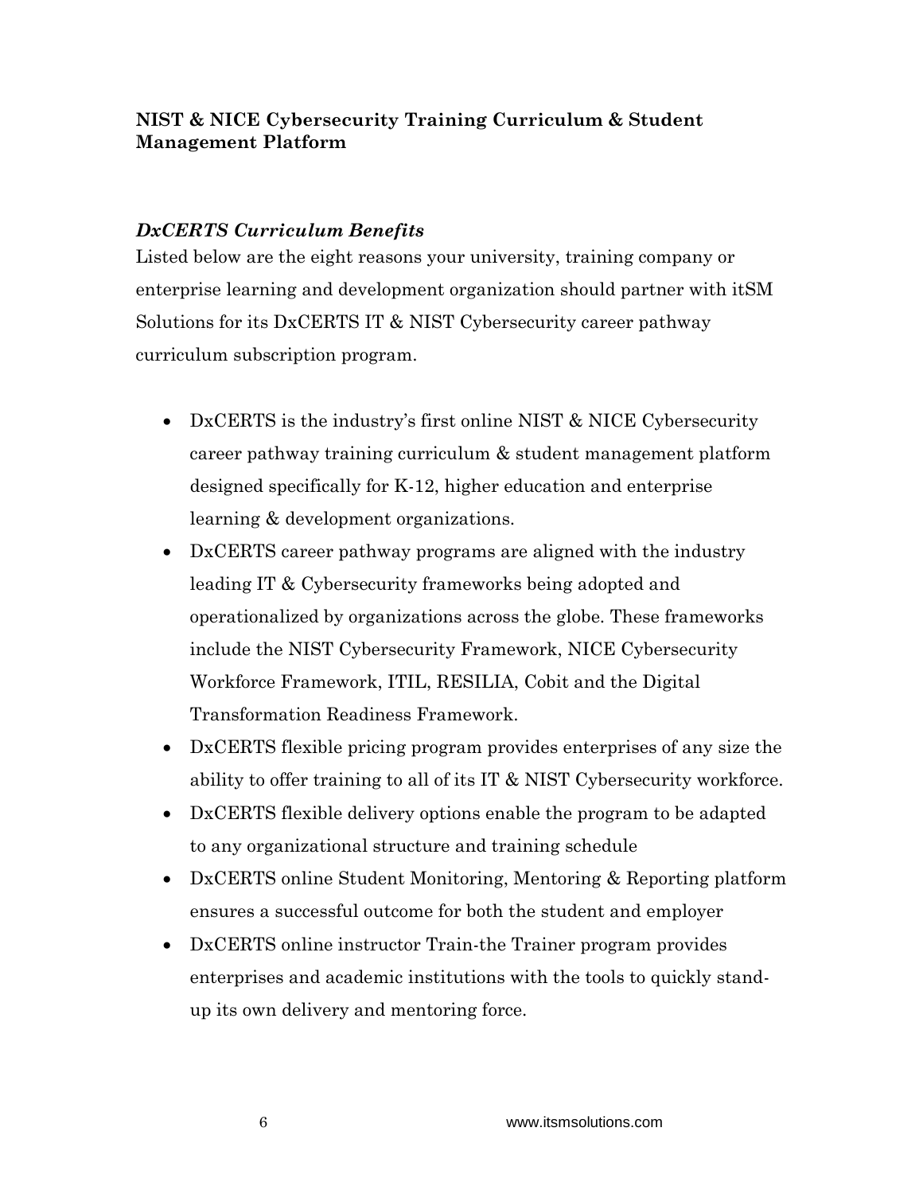**NIST & NICE Cybersecurity Training Curriculum & Student Management Platform**

***DxCERTS Curriculum Benefits***

Listed below are the eight reasons your university, training company or enterprise learning and development organization should partner with itSM Solutions for its DxCERTS IT & NIST Cybersecurity career pathway curriculum subscription program.

- DxCERTS is the industry's first online NIST & NICE Cybersecurity career pathway training curriculum & student management platform designed specifically for K-12, higher education and enterprise learning & development organizations.
- DxCERTS career pathway programs are aligned with the industry leading IT & Cybersecurity frameworks being adopted and operationalized by organizations across the globe. These frameworks include the NIST Cybersecurity Framework, NICE Cybersecurity Workforce Framework, ITIL, RESILIA, Cobit and the Digital Transformation Readiness Framework.
- DxCERTS flexible pricing program provides enterprises of any size the ability to offer training to all of its IT & NIST Cybersecurity workforce.
- DxCERTS flexible delivery options enable the program to be adapted to any organizational structure and training schedule
- DxCERTS online Student Monitoring, Mentoring & Reporting platform ensures a successful outcome for both the student and employer
- DxCERTS online instructor Train-the Trainer program provides enterprises and academic institutions with the tools to quickly stand-up its own delivery and mentoring force.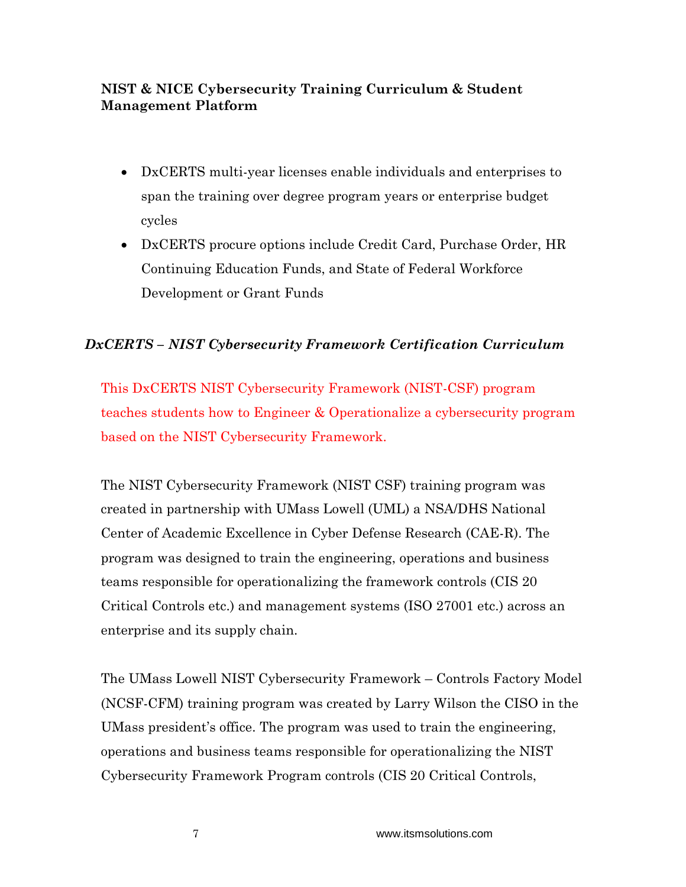**NIST & NICE Cybersecurity Training Curriculum & Student Management Platform**

- DxCERTS multi-year licenses enable individuals and enterprises to span the training over degree program years or enterprise budget cycles
- DxCERTS procure options include Credit Card, Purchase Order, HR Continuing Education Funds, and State of Federal Workforce Development or Grant Funds

***DxCERTS – NIST Cybersecurity Framework Certification Curriculum***

This DxCERTS NIST Cybersecurity Framework (NIST-CSF) program teaches students how to Engineer & Operationalize a cybersecurity program based on the NIST Cybersecurity Framework.

The NIST Cybersecurity Framework (NIST CSF) training program was created in partnership with UMass Lowell (UML) a NSA/DHS National Center of Academic Excellence in Cyber Defense Research (CAE-R). The program was designed to train the engineering, operations and business teams responsible for operationalizing the framework controls (CIS 20 Critical Controls etc.) and management systems (ISO 27001 etc.) across an enterprise and its supply chain.

The UMass Lowell NIST Cybersecurity Framework – Controls Factory Model (NCSF-CFM) training program was created by Larry Wilson the CISO in the UMass president's office. The program was used to train the engineering, operations and business teams responsible for operationalizing the NIST Cybersecurity Framework Program controls (CIS 20 Critical Controls,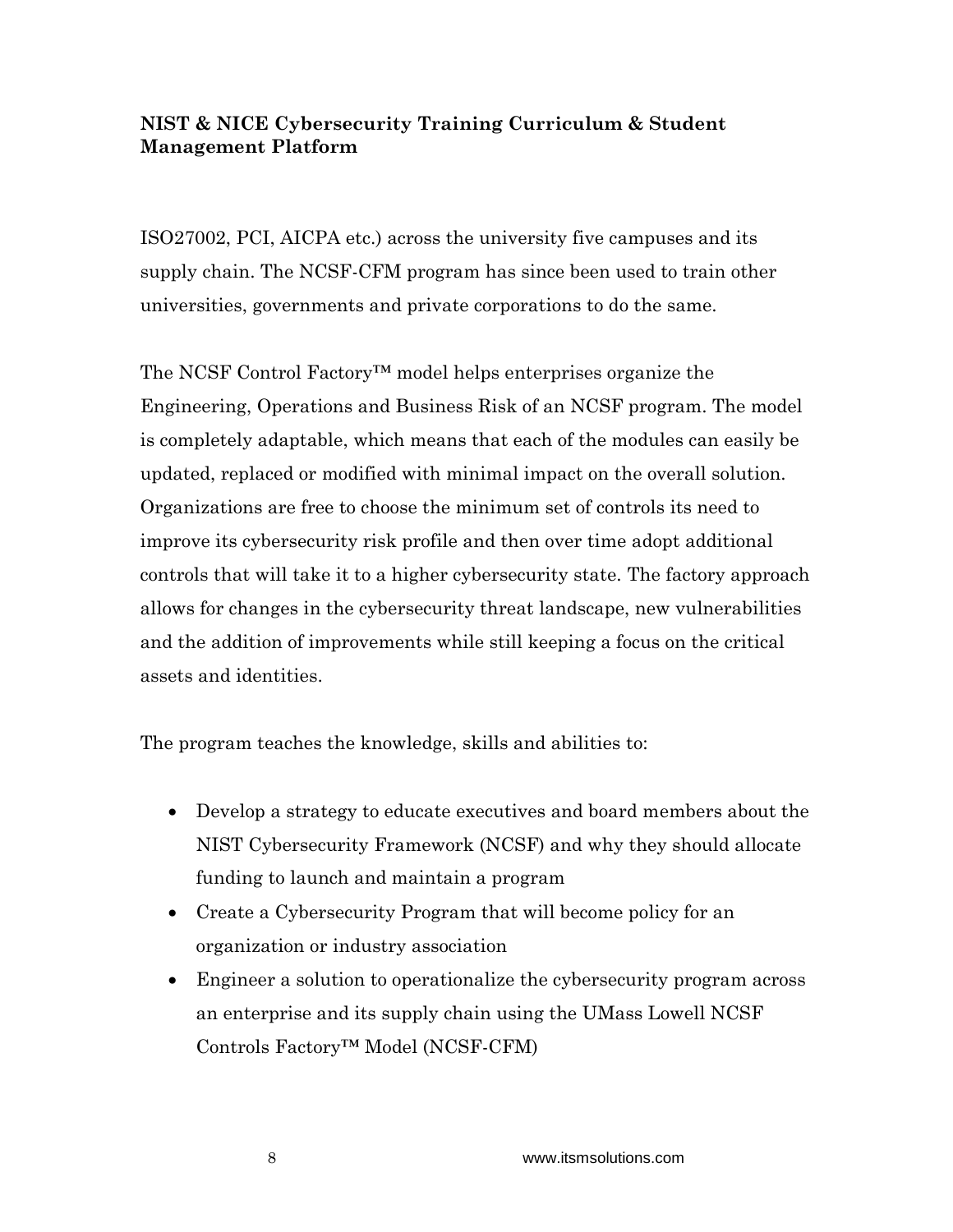**NIST & NICE Cybersecurity Training Curriculum & Student Management Platform**

ISO27002, PCI, AICPA etc.) across the university five campuses and its supply chain. The NCSF-CFM program has since been used to train other universities, governments and private corporations to do the same.

The NCSF Control Factory™ model helps enterprises organize the Engineering, Operations and Business Risk of an NCSF program. The model is completely adaptable, which means that each of the modules can easily be updated, replaced or modified with minimal impact on the overall solution. Organizations are free to choose the minimum set of controls its need to improve its cybersecurity risk profile and then over time adopt additional controls that will take it to a higher cybersecurity state. The factory approach allows for changes in the cybersecurity threat landscape, new vulnerabilities and the addition of improvements while still keeping a focus on the critical assets and identities.

The program teaches the knowledge, skills and abilities to:

- Develop a strategy to educate executives and board members about the NIST Cybersecurity Framework (NCSF) and why they should allocate funding to launch and maintain a program
- Create a Cybersecurity Program that will become policy for an organization or industry association
- Engineer a solution to operationalize the cybersecurity program across an enterprise and its supply chain using the UMass Lowell NCSF Controls Factory™ Model (NCSF-CFM)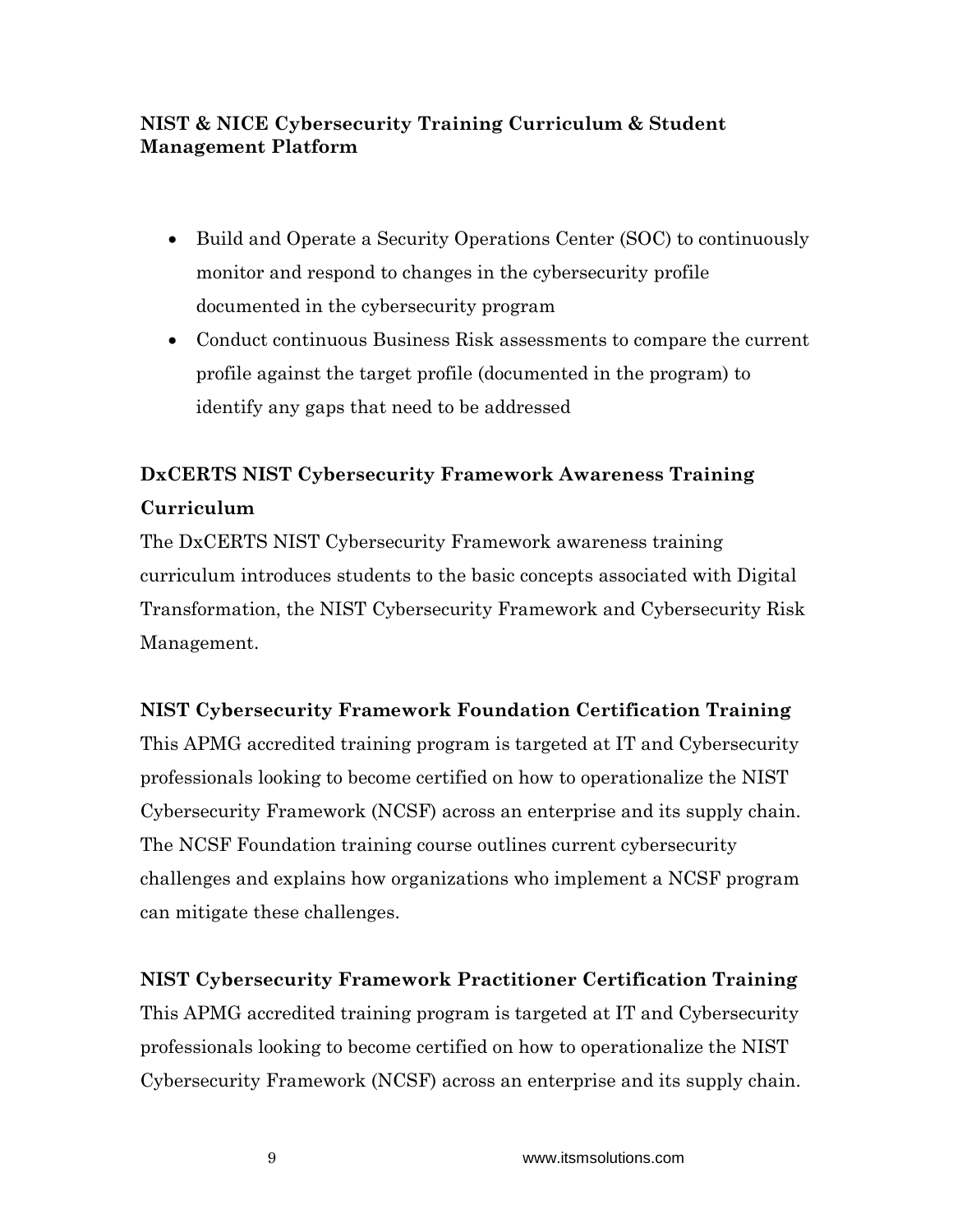**NIST & NICE Cybersecurity Training Curriculum & Student Management Platform**

- Build and Operate a Security Operations Center (SOC) to continuously monitor and respond to changes in the cybersecurity profile documented in the cybersecurity program
- Conduct continuous Business Risk assessments to compare the current profile against the target profile (documented in the program) to identify any gaps that need to be addressed

## DxCERTS NIST Cybersecurity Framework Awareness Training Curriculum

The DxCERTS NIST Cybersecurity Framework awareness training curriculum introduces students to the basic concepts associated with Digital Transformation, the NIST Cybersecurity Framework and Cybersecurity Risk Management.

## NIST Cybersecurity Framework Foundation Certification Training

This APMG accredited training program is targeted at IT and Cybersecurity professionals looking to become certified on how to operationalize the NIST Cybersecurity Framework (NCSF) across an enterprise and its supply chain. The NCSF Foundation training course outlines current cybersecurity challenges and explains how organizations who implement a NCSF program can mitigate these challenges.

## NIST Cybersecurity Framework Practitioner Certification Training

This APMG accredited training program is targeted at IT and Cybersecurity professionals looking to become certified on how to operationalize the NIST Cybersecurity Framework (NCSF) across an enterprise and its supply chain.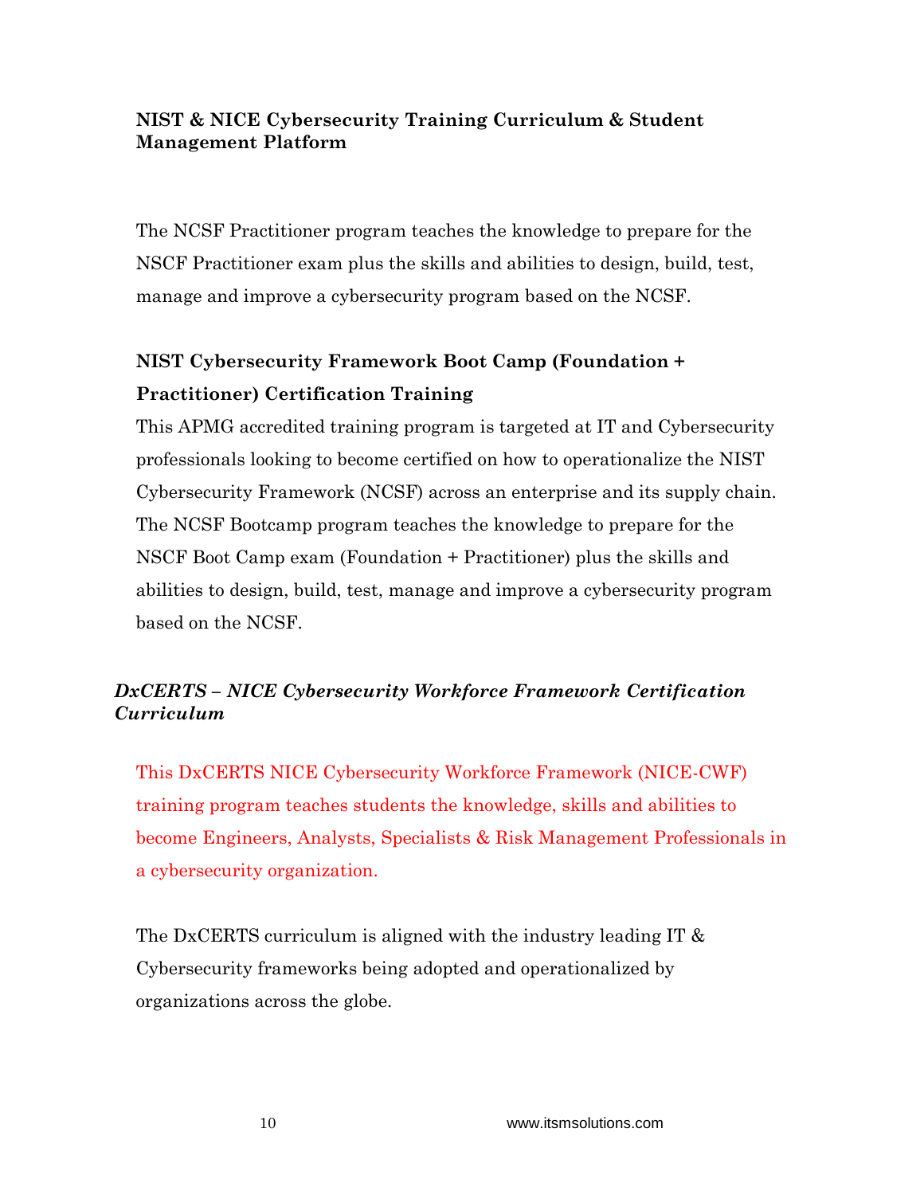**NIST & NICE Cybersecurity Training Curriculum & Student Management Platform**

The NCSF Practitioner program teaches the knowledge to prepare for the NSCF Practitioner exam plus the skills and abilities to design, build, test, manage and improve a cybersecurity program based on the NCSF.

**NIST Cybersecurity Framework Boot Camp (Foundation + Practitioner) Certification Training**

This APMG accredited training program is targeted at IT and Cybersecurity professionals looking to become certified on how to operationalize the NIST Cybersecurity Framework (NCSF) across an enterprise and its supply chain. The NCSF Bootcamp program teaches the knowledge to prepare for the NSCF Boot Camp exam (Foundation + Practitioner) plus the skills and abilities to design, build, test, manage and improve a cybersecurity program based on the NCSF.

***DxCERTS – NICE Cybersecurity Workforce Framework Certification Curriculum***

This DxCERTS NICE Cybersecurity Workforce Framework (NICE-CWF) training program teaches students the knowledge, skills and abilities to become Engineers, Analysts, Specialists & Risk Management Professionals in a cybersecurity organization.

The DxCERTS curriculum is aligned with the industry leading IT & Cybersecurity frameworks being adopted and operationalized by organizations across the globe.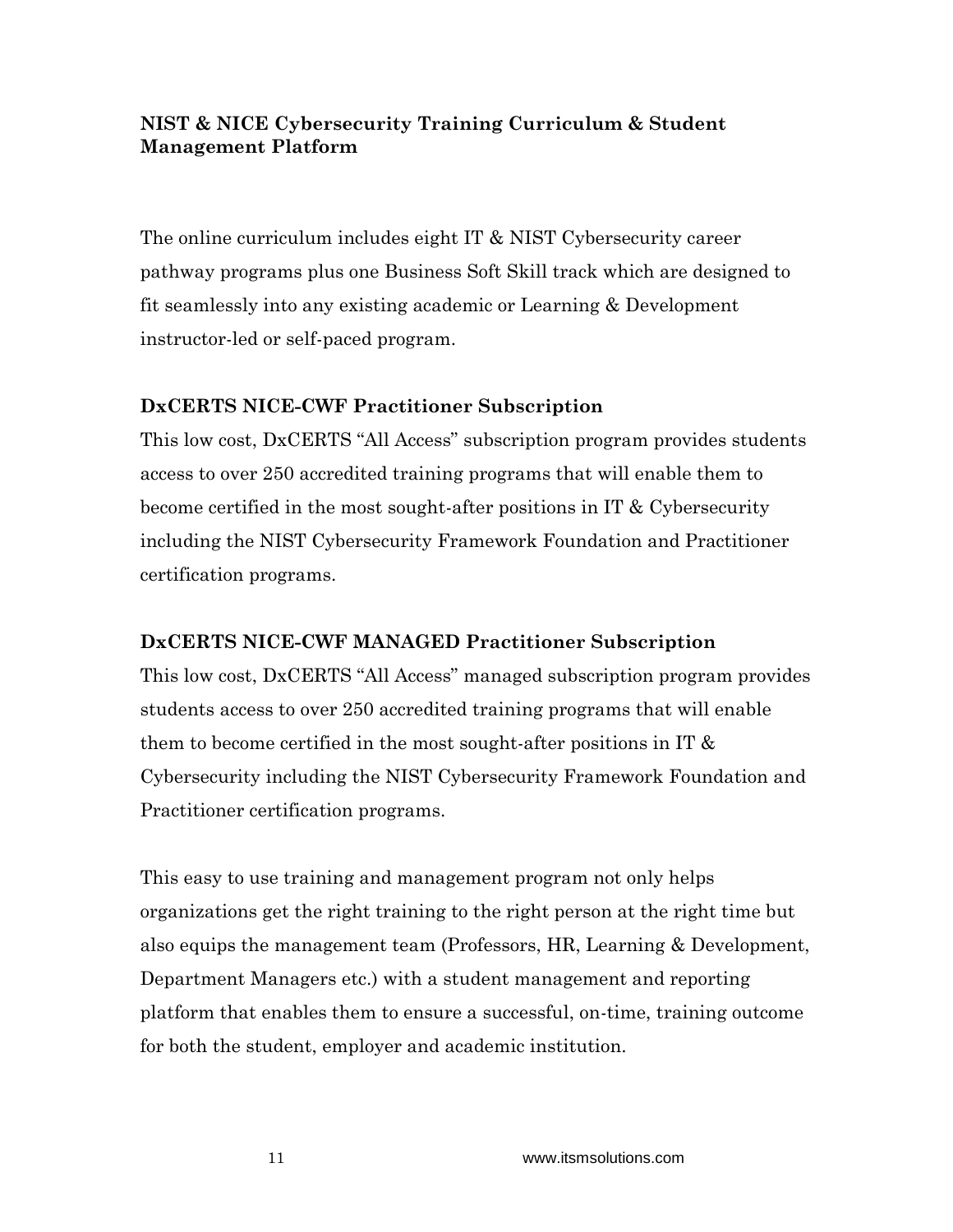## NIST & NICE Cybersecurity Training Curriculum & Student Management Platform

The online curriculum includes eight IT & NIST Cybersecurity career pathway programs plus one Business Soft Skill track which are designed to fit seamlessly into any existing academic or Learning & Development instructor-led or self-paced program.

### DxCERTS NICE-CWF Practitioner Subscription

This low cost, DxCERTS "All Access" subscription program provides students access to over 250 accredited training programs that will enable them to become certified in the most sought-after positions in IT & Cybersecurity including the NIST Cybersecurity Framework Foundation and Practitioner certification programs.

### DxCERTS NICE-CWF MANAGED Practitioner Subscription

This low cost, DxCERTS "All Access" managed subscription program provides students access to over 250 accredited training programs that will enable them to become certified in the most sought-after positions in IT & Cybersecurity including the NIST Cybersecurity Framework Foundation and Practitioner certification programs.

This easy to use training and management program not only helps organizations get the right training to the right person at the right time but also equips the management team (Professors, HR, Learning & Development, Department Managers etc.) with a student management and reporting platform that enables them to ensure a successful, on-time, training outcome for both the student, employer and academic institution.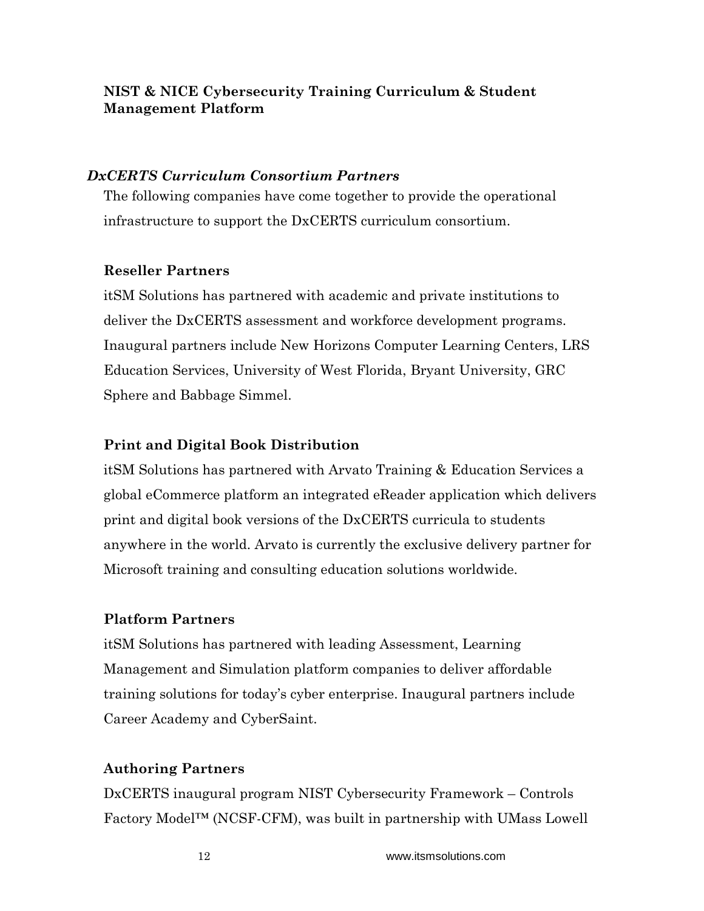**NIST & NICE Cybersecurity Training Curriculum & Student Management Platform**

### *DxCERTS Curriculum Consortium Partners*

The following companies have come together to provide the operational infrastructure to support the DxCERTS curriculum consortium.

#### Reseller Partners

itSM Solutions has partnered with academic and private institutions to deliver the DxCERTS assessment and workforce development programs. Inaugural partners include New Horizons Computer Learning Centers, LRS Education Services, University of West Florida, Bryant University, GRC Sphere and Babbage Simmel.

#### Print and Digital Book Distribution

itSM Solutions has partnered with Arvato Training & Education Services a global eCommerce platform an integrated eReader application which delivers print and digital book versions of the DxCERTS curricula to students anywhere in the world. Arvato is currently the exclusive delivery partner for Microsoft training and consulting education solutions worldwide.

#### Platform Partners

itSM Solutions has partnered with leading Assessment, Learning Management and Simulation platform companies to deliver affordable training solutions for today's cyber enterprise. Inaugural partners include Career Academy and CyberSaint.

#### Authoring Partners

DxCERTS inaugural program NIST Cybersecurity Framework – Controls Factory Model™ (NCSF-CFM), was built in partnership with UMass Lowell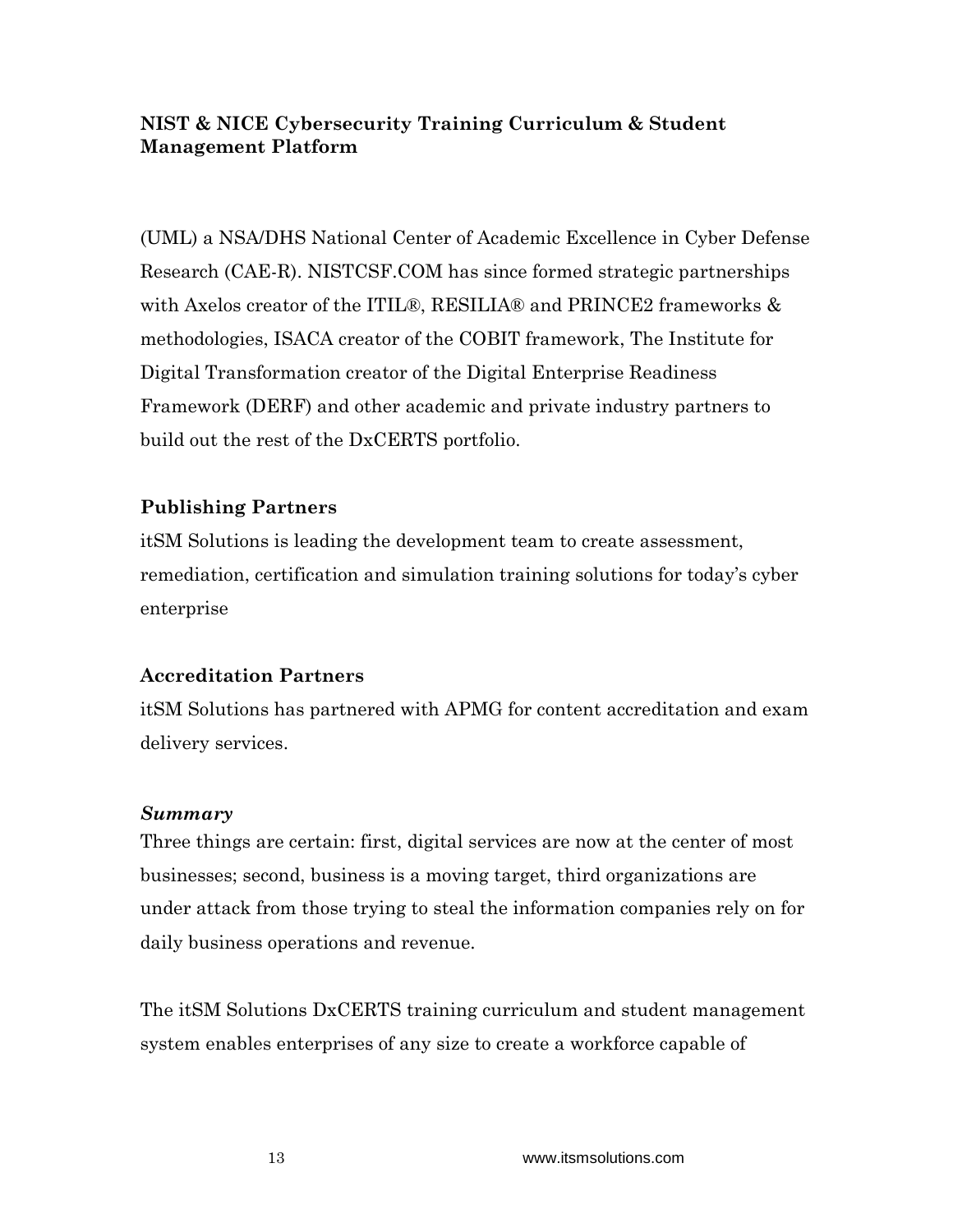**NIST & NICE Cybersecurity Training Curriculum & Student Management Platform**

(UML) a NSA/DHS National Center of Academic Excellence in Cyber Defense Research (CAE-R). NISTCSF.COM has since formed strategic partnerships with Axelos creator of the ITIL®, RESILIA® and PRINCE2 frameworks & methodologies, ISACA creator of the COBIT framework, The Institute for Digital Transformation creator of the Digital Enterprise Readiness Framework (DERF) and other academic and private industry partners to build out the rest of the DxCERTS portfolio.

**Publishing Partners**

itSM Solutions is leading the development team to create assessment, remediation, certification and simulation training solutions for today's cyber enterprise

**Accreditation Partners**

itSM Solutions has partnered with APMG for content accreditation and exam delivery services.

***Summary***

Three things are certain: first, digital services are now at the center of most businesses; second, business is a moving target, third organizations are under attack from those trying to steal the information companies rely on for daily business operations and revenue.

The itSM Solutions DxCERTS training curriculum and student management system enables enterprises of any size to create a workforce capable of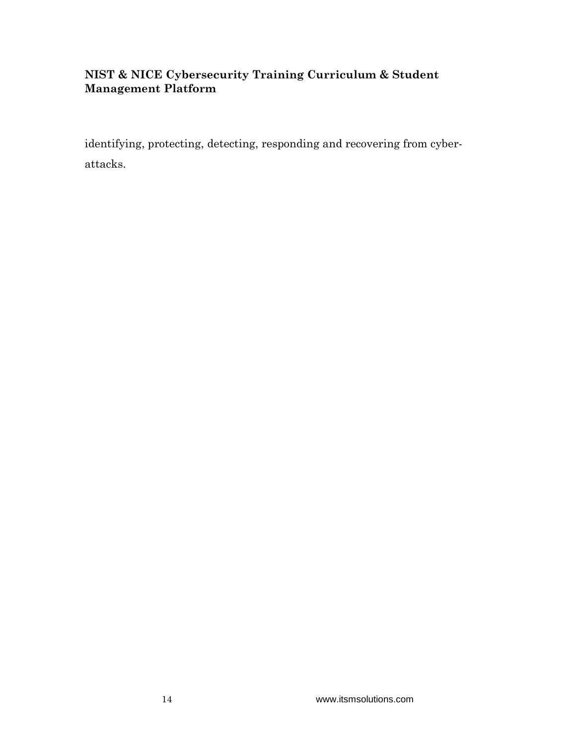identifying, protecting, detecting, responding and recovering from cyber-attacks.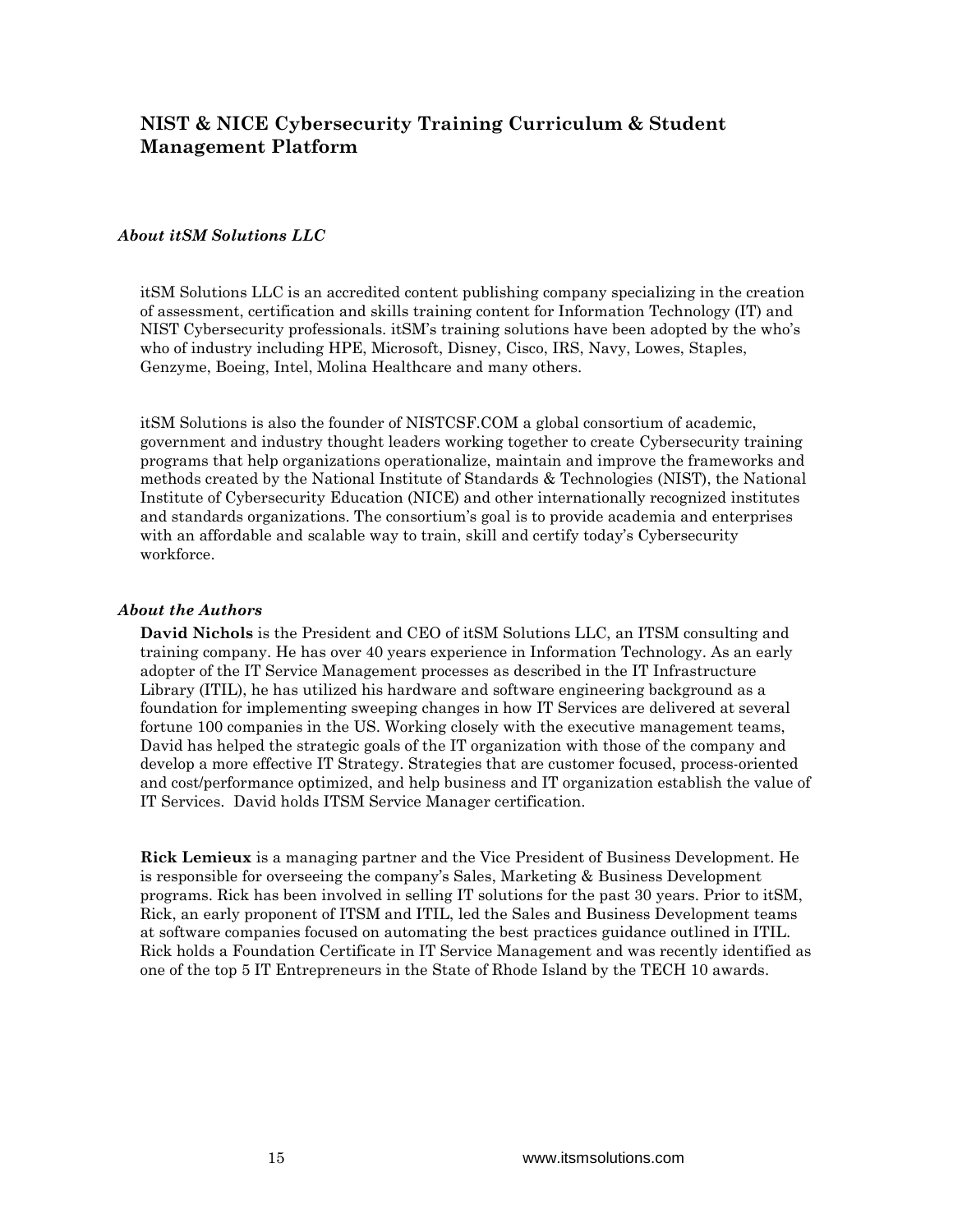## NIST & NICE Cybersecurity Training Curriculum & Student Management Platform

### *About itSM Solutions LLC*

itSM Solutions LLC is an accredited content publishing company specializing in the creation of assessment, certification and skills training content for Information Technology (IT) and NIST Cybersecurity professionals. itSM's training solutions have been adopted by the who's who of industry including HPE, Microsoft, Disney, Cisco, IRS, Navy, Lowes, Staples, Genzyme, Boeing, Intel, Molina Healthcare and many others.

itSM Solutions is also the founder of NISTCSF.COM a global consortium of academic, government and industry thought leaders working together to create Cybersecurity training programs that help organizations operationalize, maintain and improve the frameworks and methods created by the National Institute of Standards & Technologies (NIST), the National Institute of Cybersecurity Education (NICE) and other internationally recognized institutes and standards organizations. The consortium's goal is to provide academia and enterprises with an affordable and scalable way to train, skill and certify today's Cybersecurity workforce.

### *About the Authors*

**David Nichols** is the President and CEO of itSM Solutions LLC, an ITSM consulting and training company. He has over 40 years experience in Information Technology. As an early adopter of the IT Service Management processes as described in the IT Infrastructure Library (ITIL), he has utilized his hardware and software engineering background as a foundation for implementing sweeping changes in how IT Services are delivered at several fortune 100 companies in the US. Working closely with the executive management teams, David has helped the strategic goals of the IT organization with those of the company and develop a more effective IT Strategy. Strategies that are customer focused, process-oriented and cost/performance optimized, and help business and IT organization establish the value of IT Services. David holds ITSM Service Manager certification.

**Rick Lemieux** is a managing partner and the Vice President of Business Development. He is responsible for overseeing the company's Sales, Marketing & Business Development programs. Rick has been involved in selling IT solutions for the past 30 years. Prior to itSM, Rick, an early proponent of ITSM and ITIL, led the Sales and Business Development teams at software companies focused on automating the best practices guidance outlined in ITIL. Rick holds a Foundation Certificate in IT Service Management and was recently identified as one of the top 5 IT Entrepreneurs in the State of Rhode Island by the TECH 10 awards.